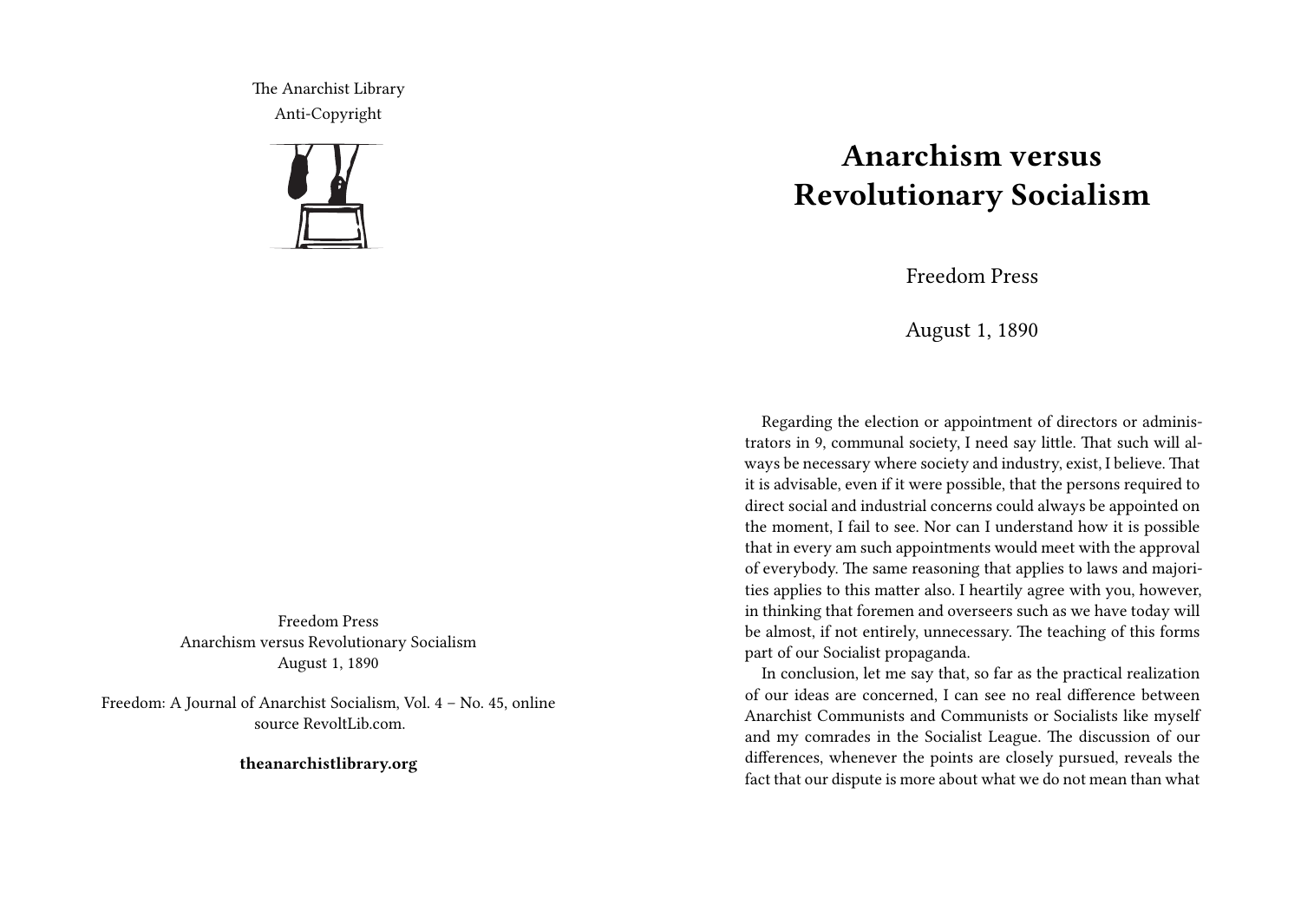The Anarchist Library
Anti-Copyright

Freedom Press
Anarchism versus Revolutionary Socialism
August 1, 1890

Freedom: A Journal of Anarchist Socialism, Vol. 4 – No. 45, online source RevoltLib.com.

**theanarchistlibrary.org**

# Anarchism versus Revolutionary Socialism

Freedom Press

August 1, 1890

Regarding the election or appointment of directors or administrators in 9, communal society, I need say little. That such will always be necessary where society and industry, exist, I believe. That it is advisable, even if it were possible, that the persons required to direct social and industrial concerns could always be appointed on the moment, I fail to see. Nor can I understand how it is possible that in every am such appointments would meet with the approval of everybody. The same reasoning that applies to laws and majorities applies to this matter also. I heartily agree with you, however, in thinking that foremen and overseers such as we have today will be almost, if not entirely, unnecessary. The teaching of this forms part of our Socialist propaganda.

In conclusion, let me say that, so far as the practical realization of our ideas are concerned, I can see no real difference between Anarchist Communists and Communists or Socialists like myself and my comrades in the Socialist League. The discussion of our differences, whenever the points are closely pursued, reveals the fact that our dispute is more about what we do not mean than what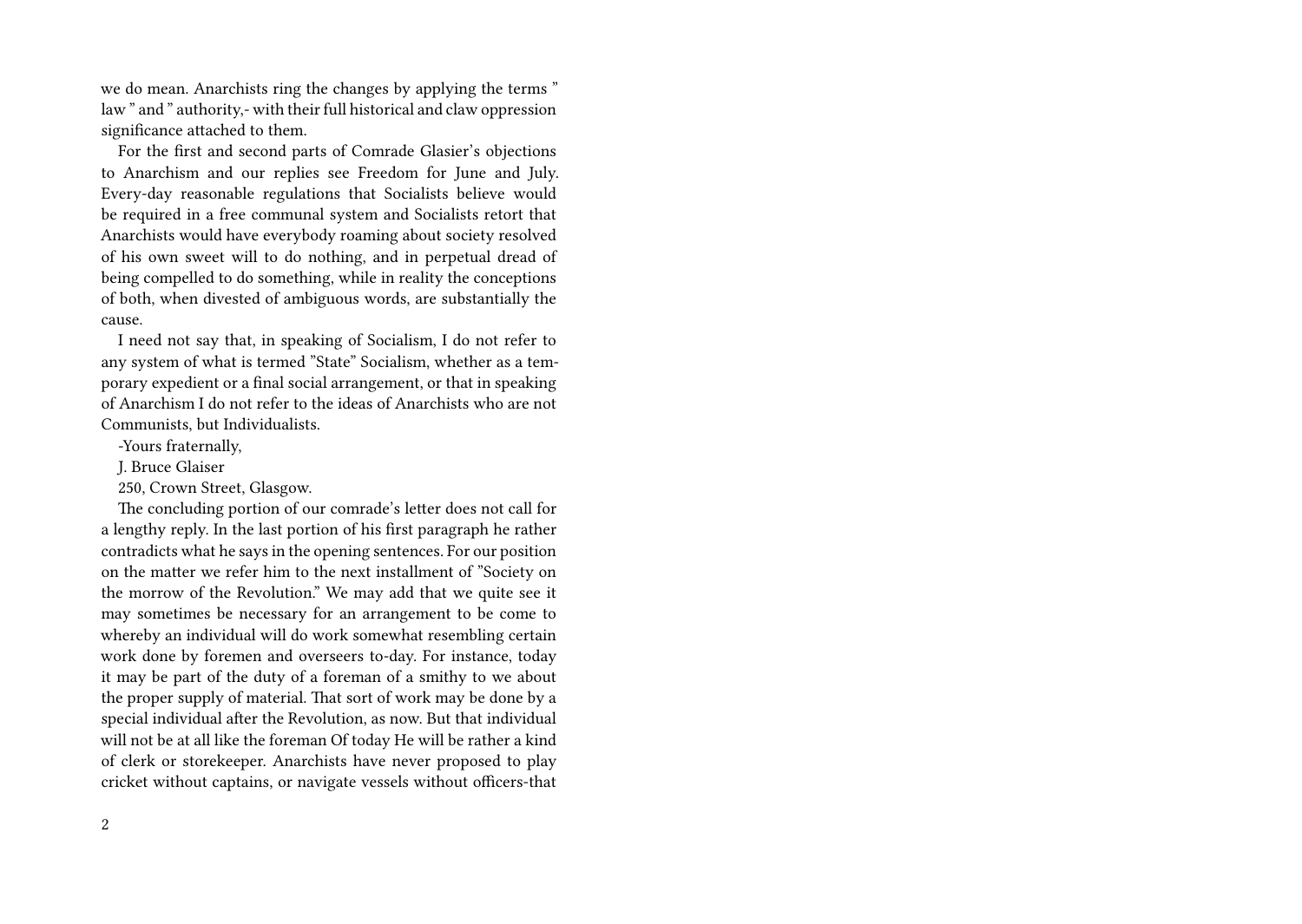we do mean. Anarchists ring the changes by applying the terms " law " and " authority,- with their full historical and claw oppression significance attached to them.

For the first and second parts of Comrade Glasier's objections to Anarchism and our replies see Freedom for June and July. Every-day reasonable regulations that Socialists believe would be required in a free communal system and Socialists retort that Anarchists would have everybody roaming about society resolved of his own sweet will to do nothing, and in perpetual dread of being compelled to do something, while in reality the conceptions of both, when divested of ambiguous words, are substantially the cause.

I need not say that, in speaking of Socialism, I do not refer to any system of what is termed "State" Socialism, whether as a temporary expedient or a final social arrangement, or that in speaking of Anarchism I do not refer to the ideas of Anarchists who are not Communists, but Individualists.

-Yours fraternally,

J. Bruce Glaiser

250, Crown Street, Glasgow.

The concluding portion of our comrade's letter does not call for a lengthy reply. In the last portion of his first paragraph he rather contradicts what he says in the opening sentences. For our position on the matter we refer him to the next installment of "Society on the morrow of the Revolution." We may add that we quite see it may sometimes be necessary for an arrangement to be come to whereby an individual will do work somewhat resembling certain work done by foremen and overseers to-day. For instance, today it may be part of the duty of a foreman of a smithy to we about the proper supply of material. That sort of work may be done by a special individual after the Revolution, as now. But that individual will not be at all like the foreman Of today He will be rather a kind of clerk or storekeeper. Anarchists have never proposed to play cricket without captains, or navigate vessels without officers-that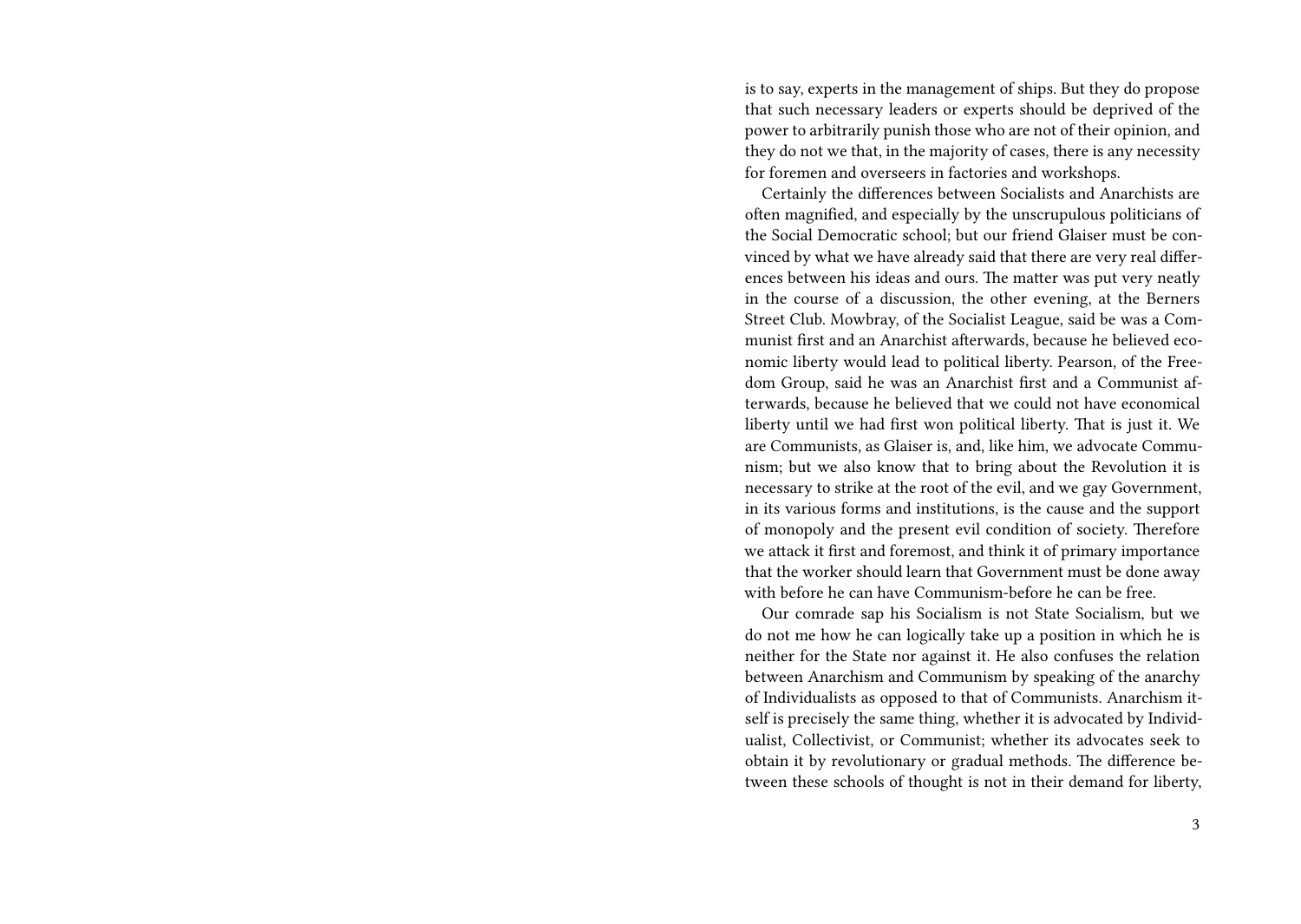is to say, experts in the management of ships. But they do propose that such necessary leaders or experts should be deprived of the power to arbitrarily punish those who are not of their opinion, and they do not we that, in the majority of cases, there is any necessity for foremen and overseers in factories and workshops.

Certainly the differences between Socialists and Anarchists are often magnified, and especially by the unscrupulous politicians of the Social Democratic school; but our friend Glaiser must be convinced by what we have already said that there are very real differences between his ideas and ours. The matter was put very neatly in the course of a discussion, the other evening, at the Berners Street Club. Mowbray, of the Socialist League, said be was a Communist first and an Anarchist afterwards, because he believed economic liberty would lead to political liberty. Pearson, of the Freedom Group, said he was an Anarchist first and a Communist afterwards, because he believed that we could not have economical liberty until we had first won political liberty. That is just it. We are Communists, as Glaiser is, and, like him, we advocate Communism; but we also know that to bring about the Revolution it is necessary to strike at the root of the evil, and we gay Government, in its various forms and institutions, is the cause and the support of monopoly and the present evil condition of society. Therefore we attack it first and foremost, and think it of primary importance that the worker should learn that Government must be done away with before he can have Communism-before he can be free.

Our comrade sap his Socialism is not State Socialism, but we do not me how he can logically take up a position in which he is neither for the State nor against it. He also confuses the relation between Anarchism and Communism by speaking of the anarchy of Individualists as opposed to that of Communists. Anarchism itself is precisely the same thing, whether it is advocated by Individualist, Collectivist, or Communist; whether its advocates seek to obtain it by revolutionary or gradual methods. The difference between these schools of thought is not in their demand for liberty,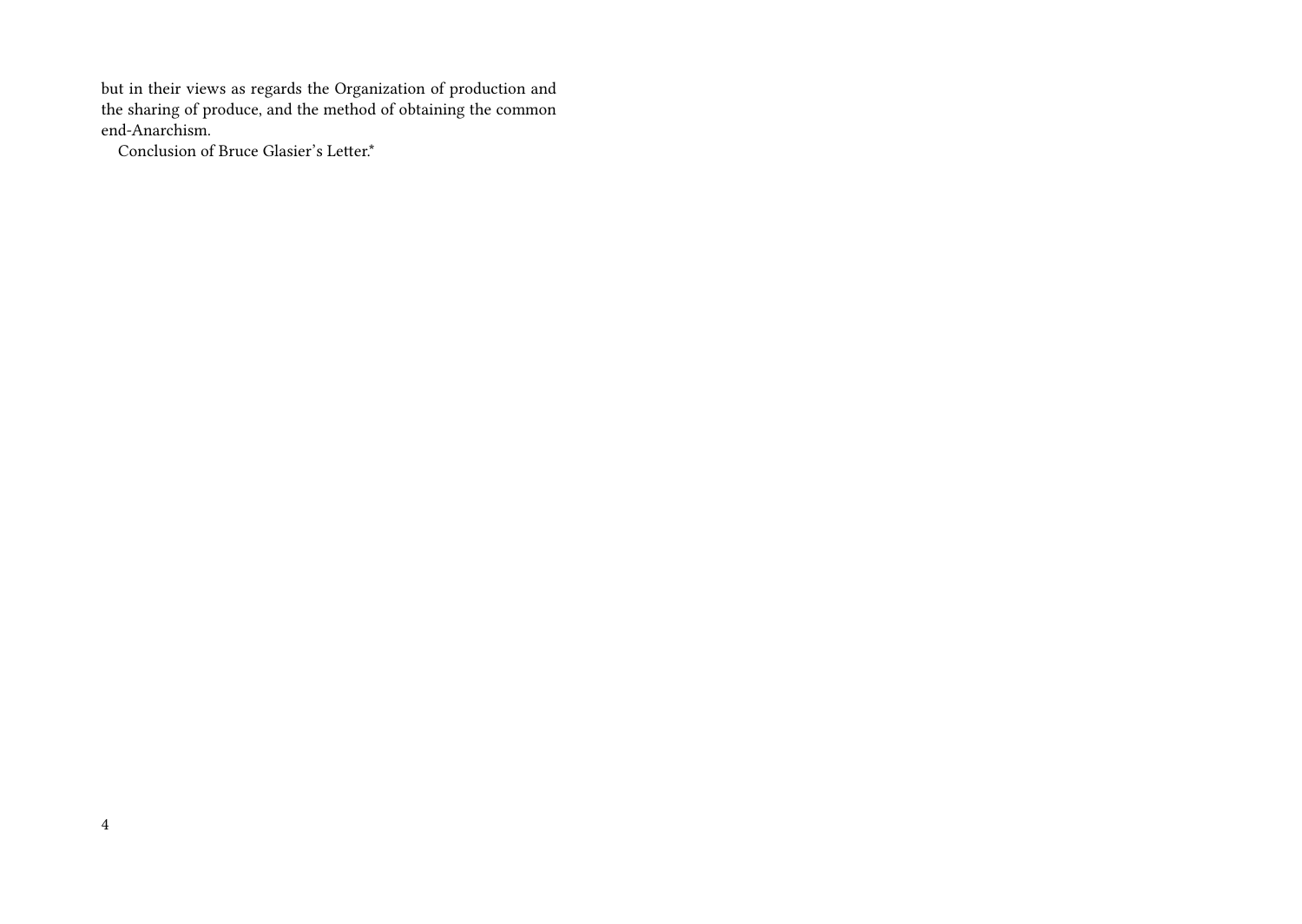but in their views as regards the Organization of production and the sharing of produce, and the method of obtaining the common end-Anarchism.

Conclusion of Bruce Glasier's Letter.*